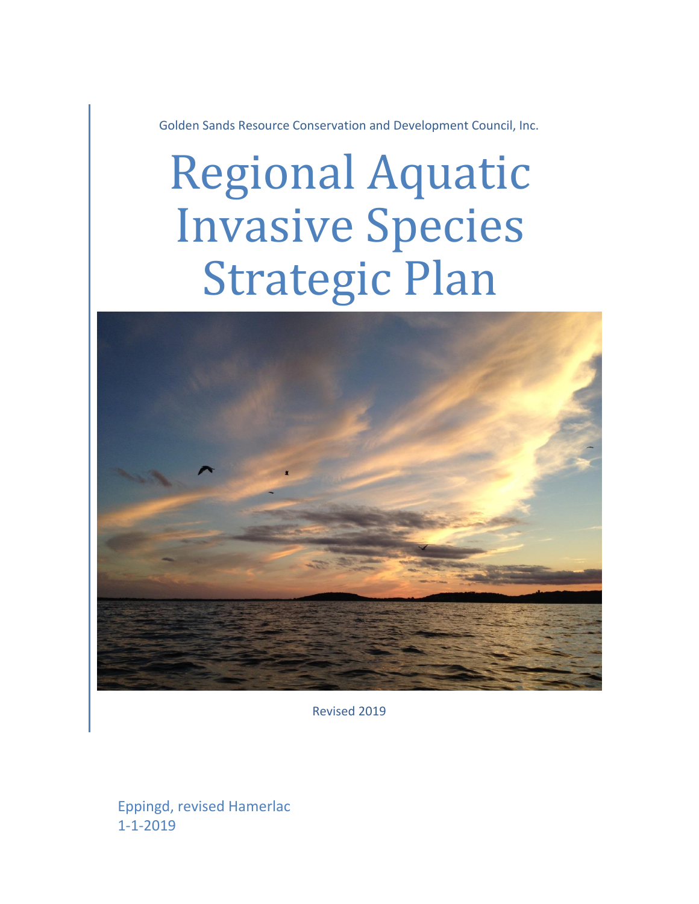Golden Sands Resource Conservation and Development Council, Inc.

# Regional Aquatic Invasive Species Strategic Plan

Revised 2019

Eppingd, revised Hamerlac
1-1-2019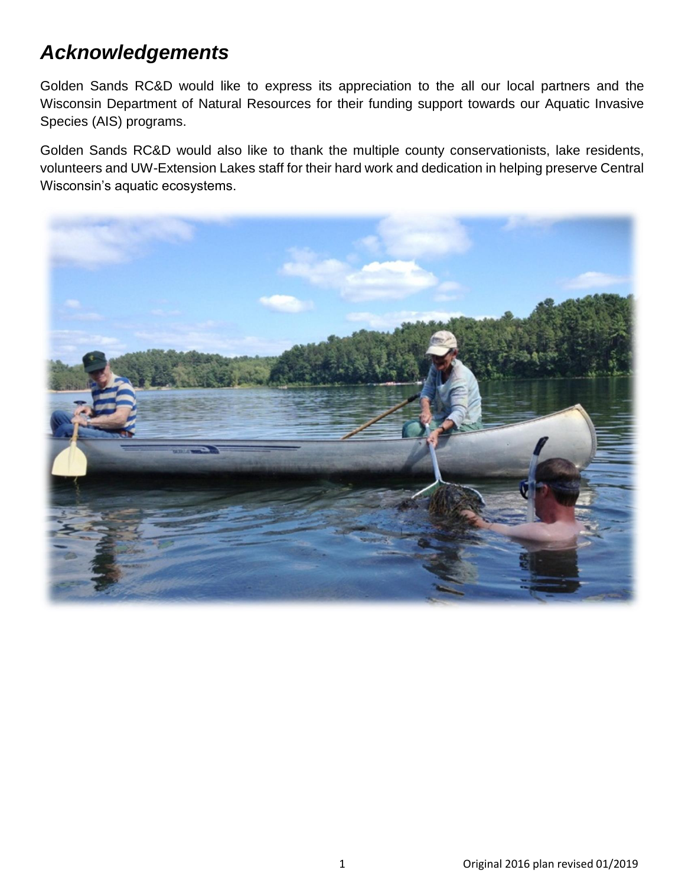## *Acknowledgements*

Golden Sands RC&D would like to express its appreciation to the all our local partners and the Wisconsin Department of Natural Resources for their funding support towards our Aquatic Invasive Species (AIS) programs.

Golden Sands RC&D would also like to thank the multiple county conservationists, lake residents, volunteers and UW-Extension Lakes staff for their hard work and dedication in helping preserve Central Wisconsin's aquatic ecosystems.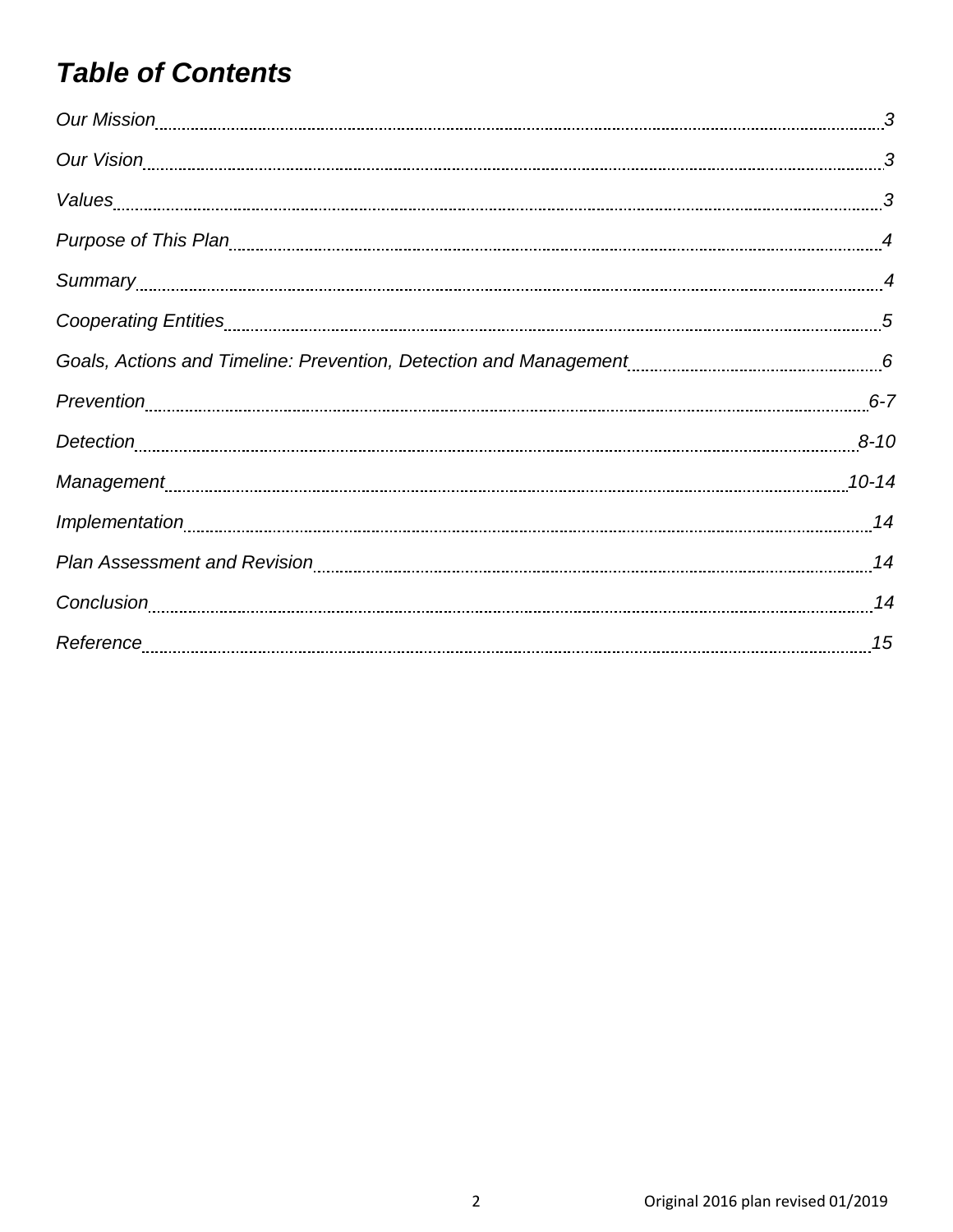# *Table of Contents*

| | |
|---|---|
| *Our Mission* | *3* |
| *Our Vision* | *3* |
| *Values* | *3* |
| *Purpose of This Plan* | *4* |
| *Summary* | *4* |
| *Cooperating Entities* | *5* |
| *Goals, Actions and Timeline: Prevention, Detection and Management* | *6* |
| *Prevention* | *6-7* |
| *Detection* | *8-10* |
| *Management* | *10-14* |
| *Implementation* | *14* |
| *Plan Assessment and Revision* | *14* |
| *Conclusion* | *14* |
| *Reference* | *15* |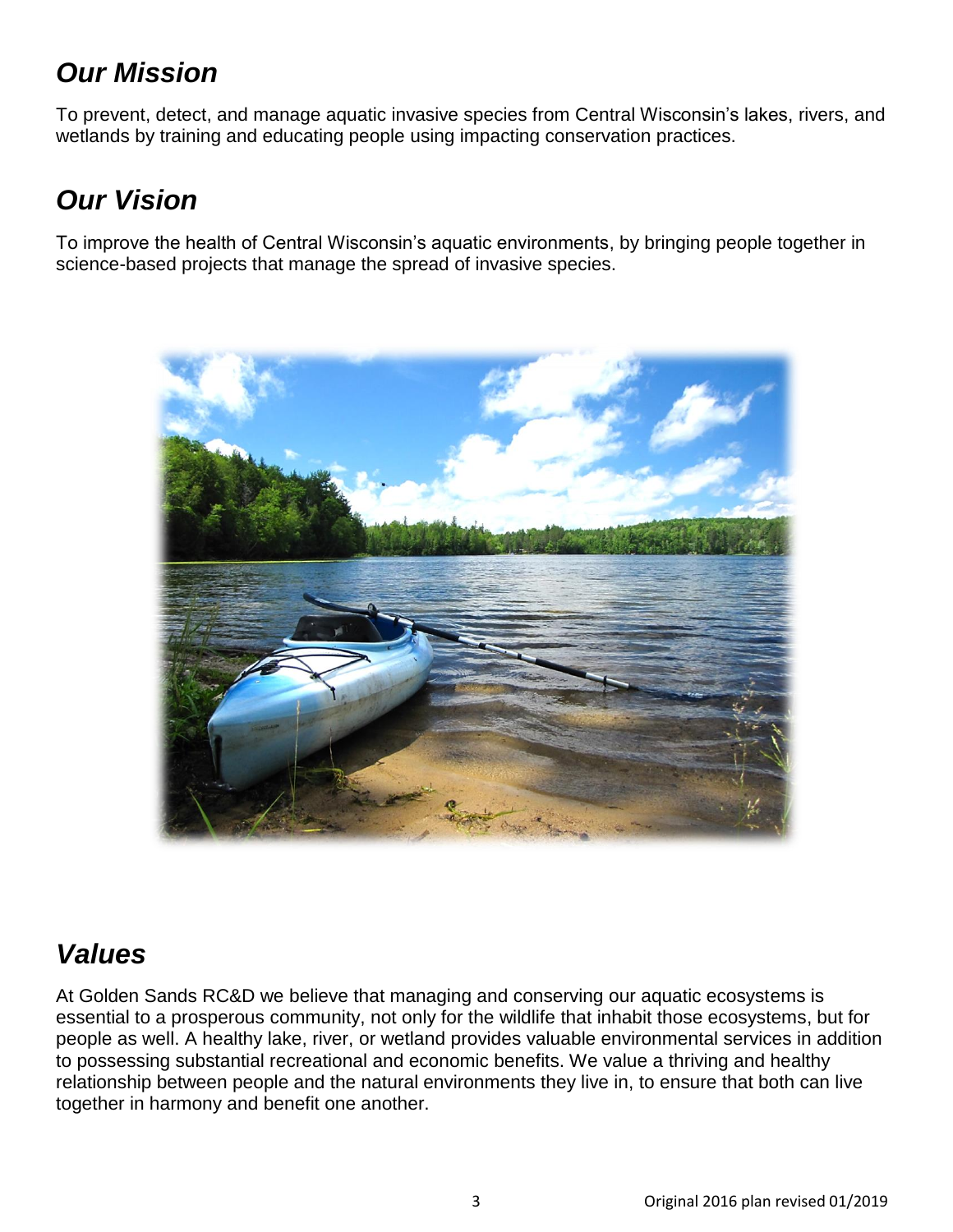## *Our Mission*

To prevent, detect, and manage aquatic invasive species from Central Wisconsin's lakes, rivers, and wetlands by training and educating people using impacting conservation practices.

## *Our Vision*

To improve the health of Central Wisconsin's aquatic environments, by bringing people together in science-based projects that manage the spread of invasive species.

## *Values*

At Golden Sands RC&D we believe that managing and conserving our aquatic ecosystems is essential to a prosperous community, not only for the wildlife that inhabit those ecosystems, but for people as well. A healthy lake, river, or wetland provides valuable environmental services in addition to possessing substantial recreational and economic benefits. We value a thriving and healthy relationship between people and the natural environments they live in, to ensure that both can live together in harmony and benefit one another.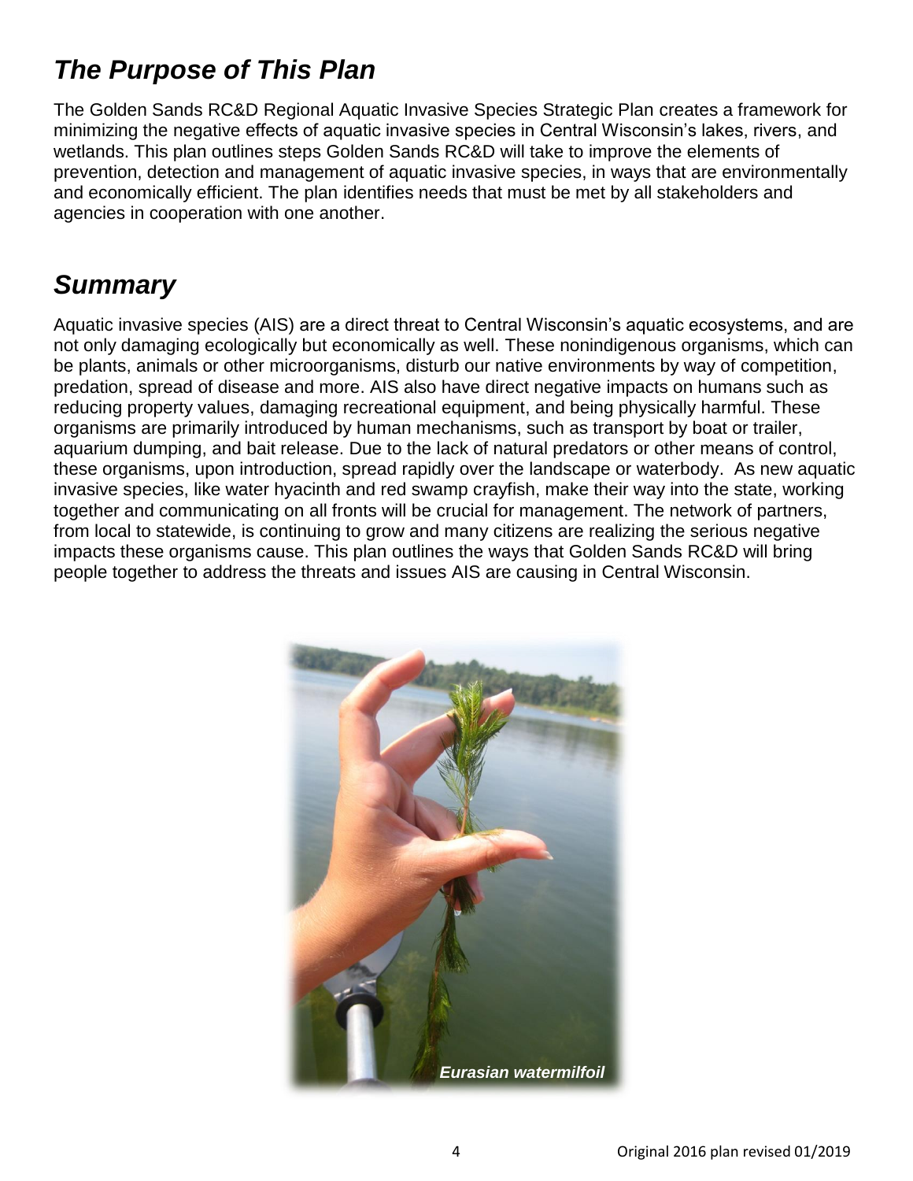## *The Purpose of This Plan*

The Golden Sands RC&D Regional Aquatic Invasive Species Strategic Plan creates a framework for minimizing the negative effects of aquatic invasive species in Central Wisconsin's lakes, rivers, and wetlands. This plan outlines steps Golden Sands RC&D will take to improve the elements of prevention, detection and management of aquatic invasive species, in ways that are environmentally and economically efficient. The plan identifies needs that must be met by all stakeholders and agencies in cooperation with one another.

## *Summary*

Aquatic invasive species (AIS) are a direct threat to Central Wisconsin's aquatic ecosystems, and are not only damaging ecologically but economically as well. These nonindigenous organisms, which can be plants, animals or other microorganisms, disturb our native environments by way of competition, predation, spread of disease and more. AIS also have direct negative impacts on humans such as reducing property values, damaging recreational equipment, and being physically harmful. These organisms are primarily introduced by human mechanisms, such as transport by boat or trailer, aquarium dumping, and bait release. Due to the lack of natural predators or other means of control, these organisms, upon introduction, spread rapidly over the landscape or waterbody. As new aquatic invasive species, like water hyacinth and red swamp crayfish, make their way into the state, working together and communicating on all fronts will be crucial for management. The network of partners, from local to statewide, is continuing to grow and many citizens are realizing the serious negative impacts these organisms cause. This plan outlines the ways that Golden Sands RC&D will bring people together to address the threats and issues AIS are causing in Central Wisconsin.

***Eurasian watermilfoil***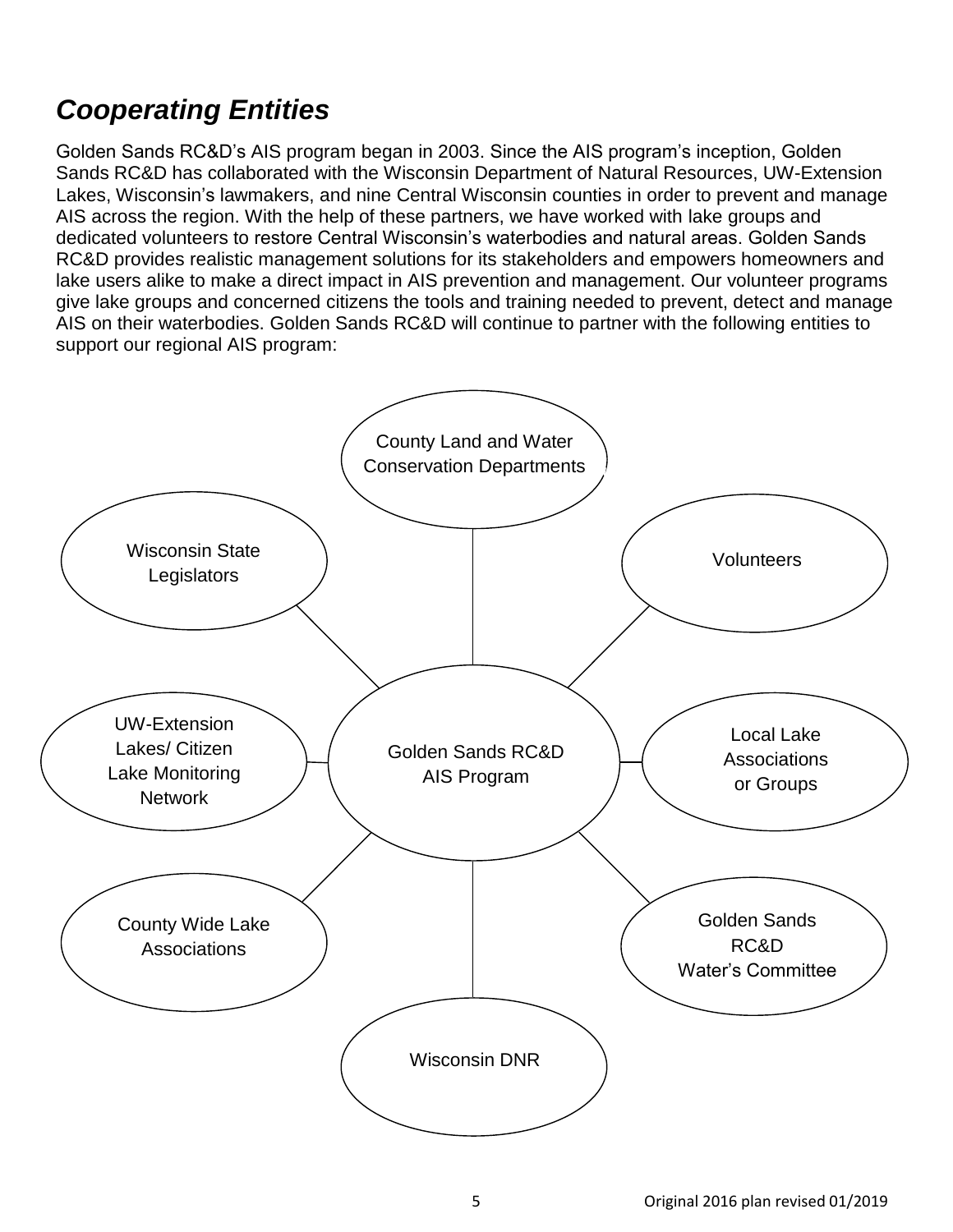## *Cooperating Entities*

Golden Sands RC&D's AIS program began in 2003. Since the AIS program's inception, Golden Sands RC&D has collaborated with the Wisconsin Department of Natural Resources, UW-Extension Lakes, Wisconsin's lawmakers, and nine Central Wisconsin counties in order to prevent and manage AIS across the region. With the help of these partners, we have worked with lake groups and dedicated volunteers to restore Central Wisconsin's waterbodies and natural areas. Golden Sands RC&D provides realistic management solutions for its stakeholders and empowers homeowners and lake users alike to make a direct impact in AIS prevention and management. Our volunteer programs give lake groups and concerned citizens the tools and training needed to prevent, detect and manage AIS on their waterbodies. Golden Sands RC&D will continue to partner with the following entities to support our regional AIS program:

Golden Sands RC&D AIS Program

- County Land and Water Conservation Departments
- Volunteers
- Local Lake Associations or Groups
- Golden Sands RC&D Water's Committee
- Wisconsin DNR
- County Wide Lake Associations
- UW-Extension Lakes/ Citizen Lake Monitoring Network
- Wisconsin State Legislators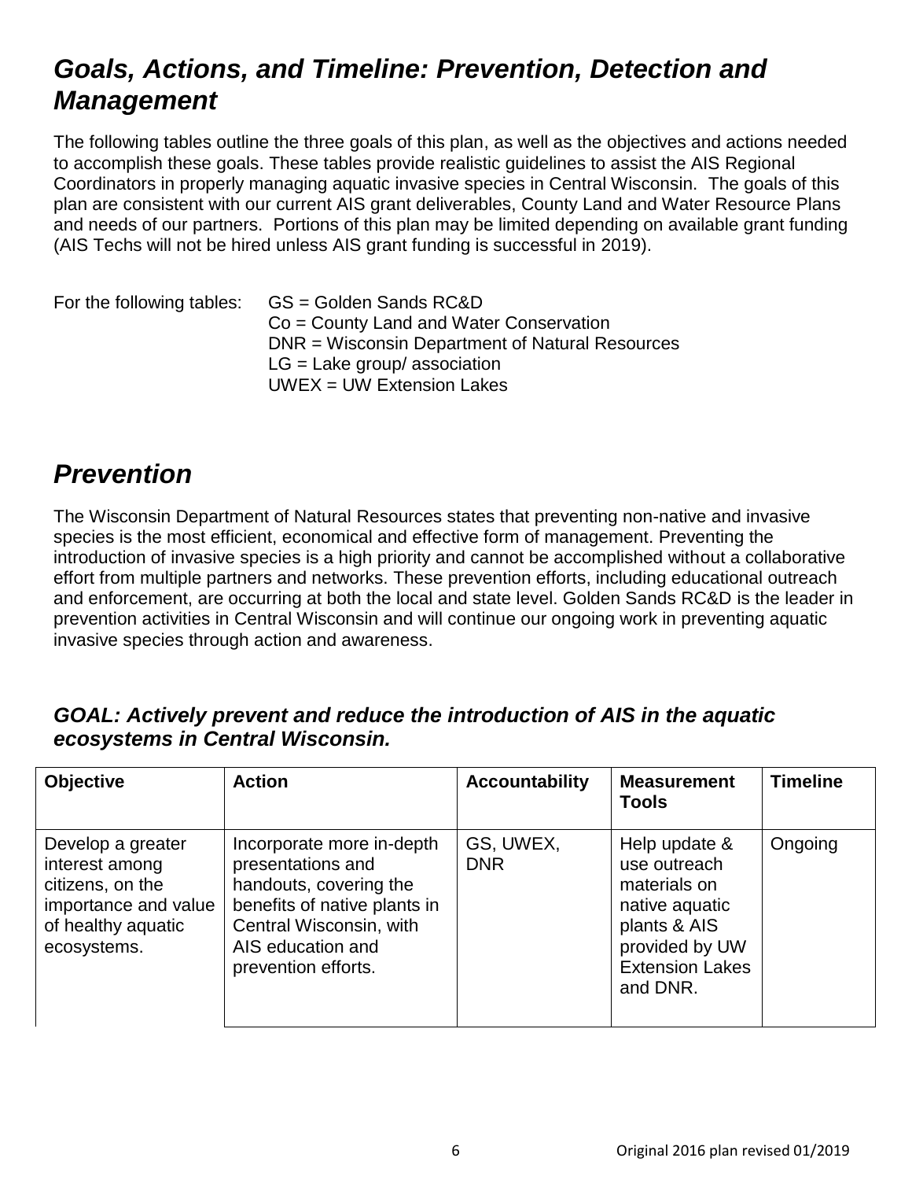# *Goals, Actions, and Timeline: Prevention, Detection and Management*

The following tables outline the three goals of this plan, as well as the objectives and actions needed to accomplish these goals. These tables provide realistic guidelines to assist the AIS Regional Coordinators in properly managing aquatic invasive species in Central Wisconsin. The goals of this plan are consistent with our current AIS grant deliverables, County Land and Water Resource Plans and needs of our partners. Portions of this plan may be limited depending on available grant funding (AIS Techs will not be hired unless AIS grant funding is successful in 2019).

For the following tables: GS = Golden Sands RC&D
Co = County Land and Water Conservation
DNR = Wisconsin Department of Natural Resources
LG = Lake group/ association
UWEX = UW Extension Lakes

# *Prevention*

The Wisconsin Department of Natural Resources states that preventing non-native and invasive species is the most efficient, economical and effective form of management. Preventing the introduction of invasive species is a high priority and cannot be accomplished without a collaborative effort from multiple partners and networks. These prevention efforts, including educational outreach and enforcement, are occurring at both the local and state level. Golden Sands RC&D is the leader in prevention activities in Central Wisconsin and will continue our ongoing work in preventing aquatic invasive species through action and awareness.

### *GOAL: Actively prevent and reduce the introduction of AIS in the aquatic ecosystems in Central Wisconsin.*

| Objective | Action | Accountability | Measurement Tools | Timeline |
|---|---|---|---|---|
| Develop a greater interest among citizens, on the importance and value of healthy aquatic ecosystems. | Incorporate more in-depth presentations and handouts, covering the benefits of native plants in Central Wisconsin, with AIS education and prevention efforts. | GS, UWEX, DNR | Help update & use outreach materials on native aquatic plants & AIS provided by UW Extension Lakes and DNR. | Ongoing |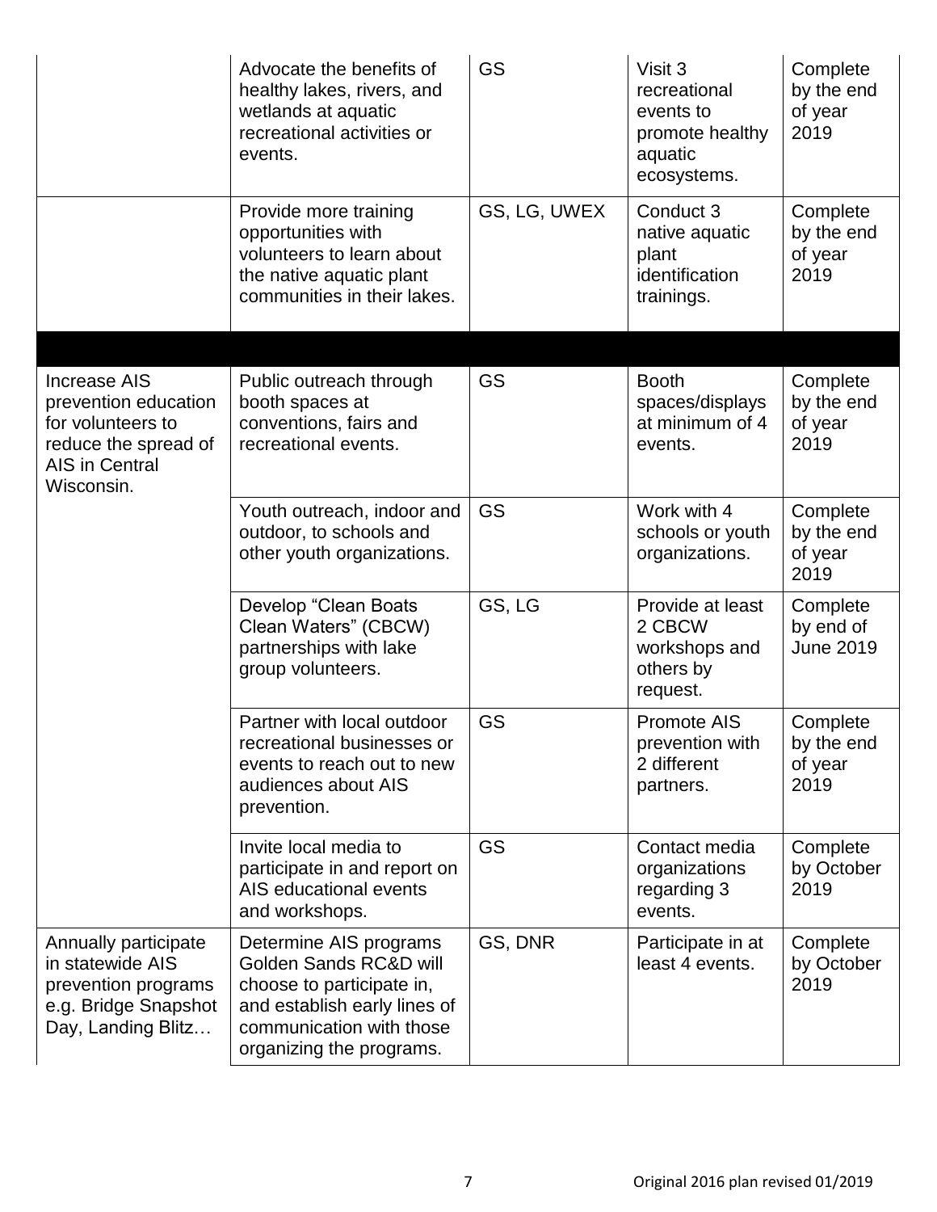| | | | | |
|---|---|---|---|---|
| | Advocate the benefits of healthy lakes, rivers, and wetlands at aquatic recreational activities or events. | GS | Visit 3 recreational events to promote healthy aquatic ecosystems. | Complete by the end of year 2019 |
| | Provide more training opportunities with volunteers to learn about the native aquatic plant communities in their lakes. | GS, LG, UWEX | Conduct 3 native aquatic plant identification trainings. | Complete by the end of year 2019 |
| | | | | |
| Increase AIS prevention education for volunteers to reduce the spread of AIS in Central Wisconsin. | Public outreach through booth spaces at conventions, fairs and recreational events. | GS | Booth spaces/displays at minimum of 4 events. | Complete by the end of year 2019 |
| | Youth outreach, indoor and outdoor, to schools and other youth organizations. | GS | Work with 4 schools or youth organizations. | Complete by the end of year 2019 |
| | Develop "Clean Boats Clean Waters" (CBCW) partnerships with lake group volunteers. | GS, LG | Provide at least 2 CBCW workshops and others by request. | Complete by end of June 2019 |
| | Partner with local outdoor recreational businesses or events to reach out to new audiences about AIS prevention. | GS | Promote AIS prevention with 2 different partners. | Complete by the end of year 2019 |
| | Invite local media to participate in and report on AIS educational events and workshops. | GS | Contact media organizations regarding 3 events. | Complete by October 2019 |
| Annually participate in statewide AIS prevention programs e.g. Bridge Snapshot Day, Landing Blitz… | Determine AIS programs Golden Sands RC&D will choose to participate in, and establish early lines of communication with those organizing the programs. | GS, DNR | Participate in at least 4 events. | Complete by October 2019 |

Original 2016 plan revised 01/2019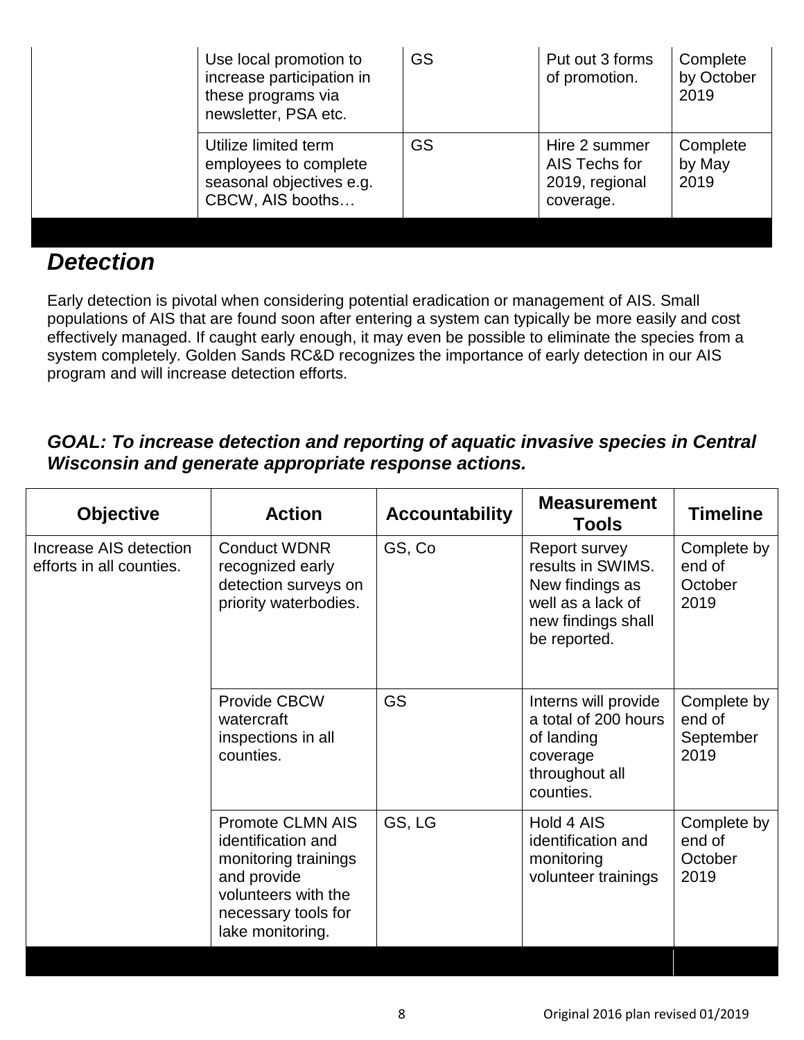| | | | | |
|---|---|---|---|---|
| | Use local promotion to increase participation in these programs via newsletter, PSA etc. | GS | Put out 3 forms of promotion. | Complete by October 2019 |
| | Utilize limited term employees to complete seasonal objectives e.g. CBCW, AIS booths… | GS | Hire 2 summer AIS Techs for 2019, regional coverage. | Complete by May 2019 |

## *Detection*

Early detection is pivotal when considering potential eradication or management of AIS. Small populations of AIS that are found soon after entering a system can typically be more easily and cost effectively managed. If caught early enough, it may even be possible to eliminate the species from a system completely. Golden Sands RC&D recognizes the importance of early detection in our AIS program and will increase detection efforts.

### *GOAL: To increase detection and reporting of aquatic invasive species in Central Wisconsin and generate appropriate response actions.*

| Objective | Action | Accountability | Measurement Tools | Timeline |
|---|---|---|---|---|
| Increase AIS detection efforts in all counties. | Conduct WDNR recognized early detection surveys on priority waterbodies. | GS, Co | Report survey results in SWIMS. New findings as well as a lack of new findings shall be reported. | Complete by end of October 2019 |
| | Provide CBCW watercraft inspections in all counties. | GS | Interns will provide a total of 200 hours of landing coverage throughout all counties. | Complete by end of September 2019 |
| | Promote CLMN AIS identification and monitoring trainings and provide volunteers with the necessary tools for lake monitoring. | GS, LG | Hold 4 AIS identification and monitoring volunteer trainings | Complete by end of October 2019 |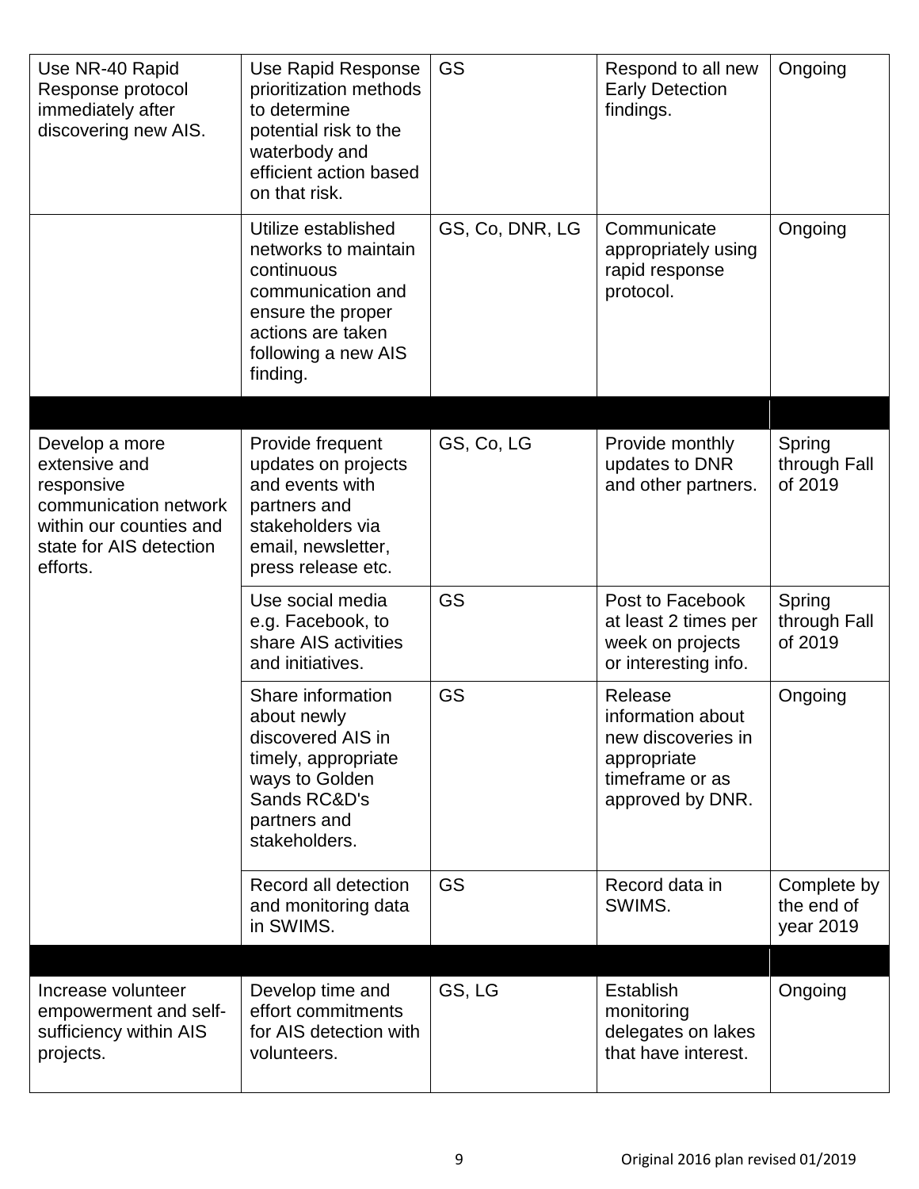| | | | | |
|---|---|---|---|---|
| Use NR-40 Rapid Response protocol immediately after discovering new AIS. | Use Rapid Response prioritization methods to determine potential risk to the waterbody and efficient action based on that risk. | GS | Respond to all new Early Detection findings. | Ongoing |
| | Utilize established networks to maintain continuous communication and ensure the proper actions are taken following a new AIS finding. | GS, Co, DNR, LG | Communicate appropriately using rapid response protocol. | Ongoing |
| | | | | |
| Develop a more extensive and responsive communication network within our counties and state for AIS detection efforts. | Provide frequent updates on projects and events with partners and stakeholders via email, newsletter, press release etc. | GS, Co, LG | Provide monthly updates to DNR and other partners. | Spring through Fall of 2019 |
| | Use social media e.g. Facebook, to share AIS activities and initiatives. | GS | Post to Facebook at least 2 times per week on projects or interesting info. | Spring through Fall of 2019 |
| | Share information about newly discovered AIS in timely, appropriate ways to Golden Sands RC&D's partners and stakeholders. | GS | Release information about new discoveries in appropriate timeframe or as approved by DNR. | Ongoing |
| | Record all detection and monitoring data in SWIMS. | GS | Record data in SWIMS. | Complete by the end of year 2019 |
| | | | | |
| Increase volunteer empowerment and self-sufficiency within AIS projects. | Develop time and effort commitments for AIS detection with volunteers. | GS, LG | Establish monitoring delegates on lakes that have interest. | Ongoing |

Original 2016 plan revised 01/2019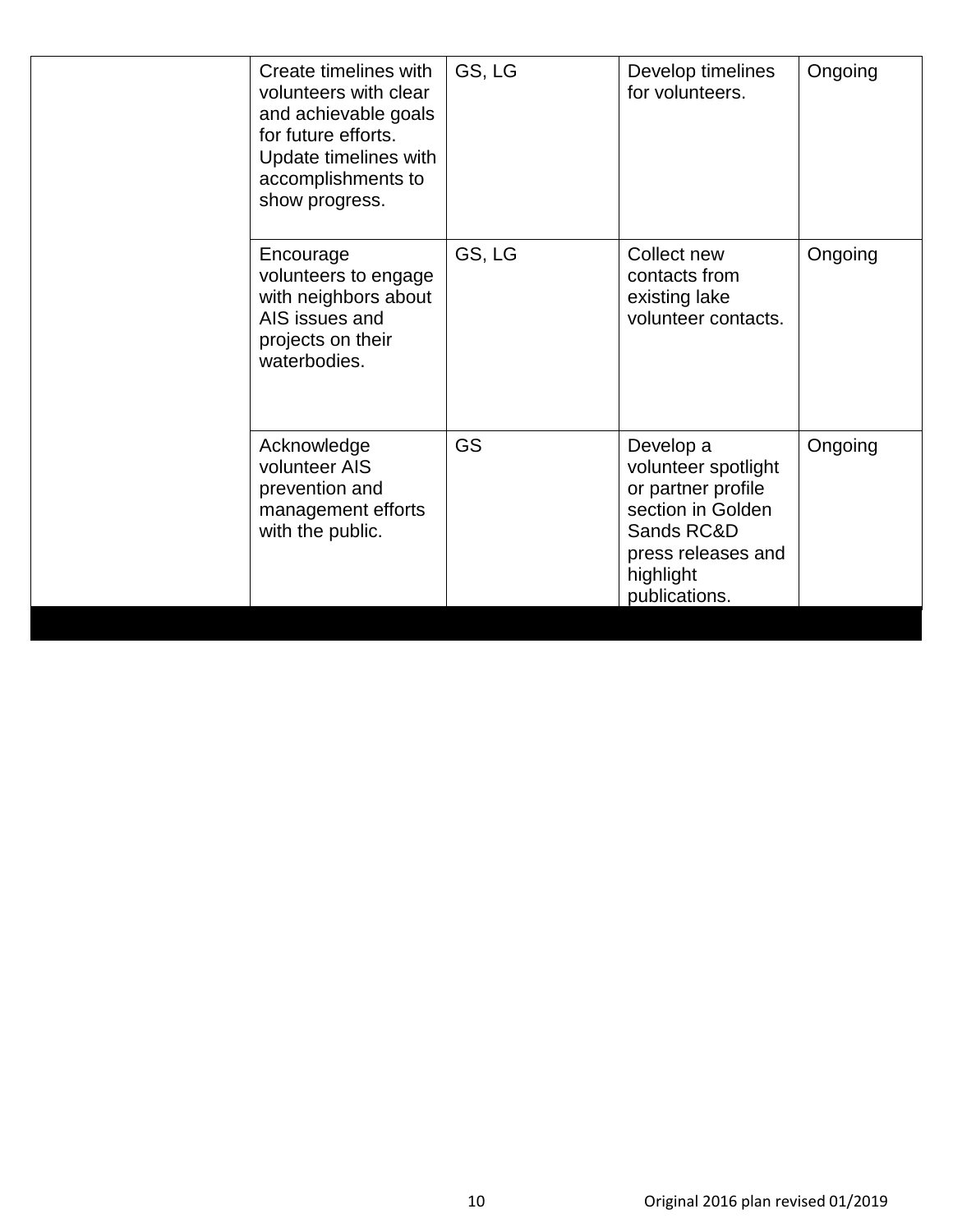| | | | | |
|---|---|---|---|---|
| | Create timelines with volunteers with clear and achievable goals for future efforts. Update timelines with accomplishments to show progress. | GS, LG | Develop timelines for volunteers. | Ongoing |
| | Encourage volunteers to engage with neighbors about AIS issues and projects on their waterbodies. | GS, LG | Collect new contacts from existing lake volunteer contacts. | Ongoing |
| | Acknowledge volunteer AIS prevention and management efforts with the public. | GS | Develop a volunteer spotlight or partner profile section in Golden Sands RC&D press releases and highlight publications. | Ongoing |

Original 2016 plan revised 01/2019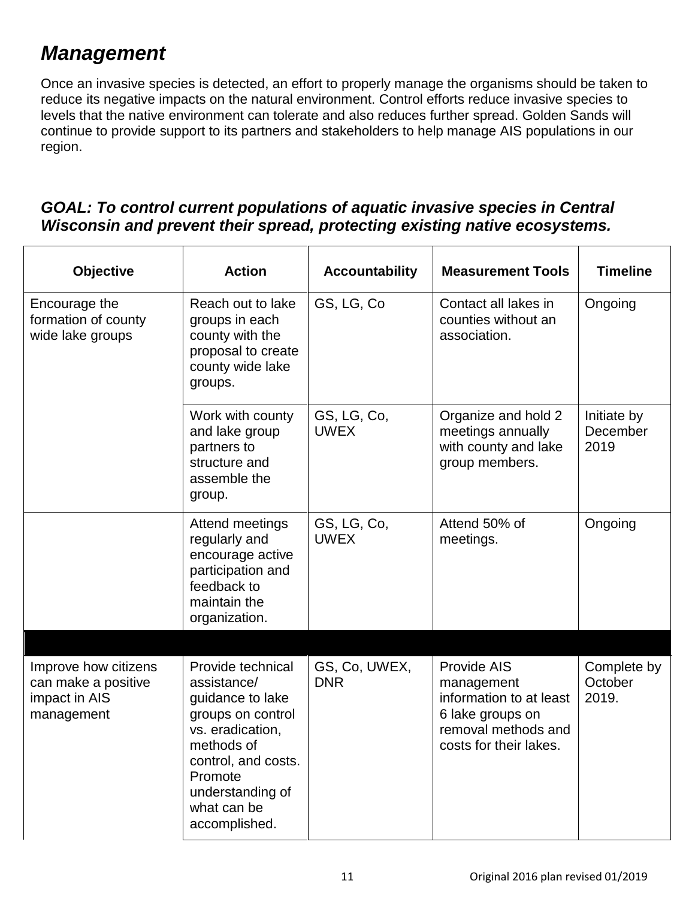## *Management*

Once an invasive species is detected, an effort to properly manage the organisms should be taken to reduce its negative impacts on the natural environment. Control efforts reduce invasive species to levels that the native environment can tolerate and also reduces further spread. Golden Sands will continue to provide support to its partners and stakeholders to help manage AIS populations in our region.

### *GOAL: To control current populations of aquatic invasive species in Central Wisconsin and prevent their spread, protecting existing native ecosystems.*

| Objective | Action | Accountability | Measurement Tools | Timeline |
|---|---|---|---|---|
| Encourage the formation of county wide lake groups | Reach out to lake groups in each county with the proposal to create county wide lake groups. | GS, LG, Co | Contact all lakes in counties without an association. | Ongoing |
| | Work with county and lake group partners to structure and assemble the group. | GS, LG, Co, UWEX | Organize and hold 2 meetings annually with county and lake group members. | Initiate by December 2019 |
| | Attend meetings regularly and encourage active participation and feedback to maintain the organization. | GS, LG, Co, UWEX | Attend 50% of meetings. | Ongoing |
| | | | | |
| Improve how citizens can make a positive impact in AIS management | Provide technical assistance/ guidance to lake groups on control vs. eradication, methods of control, and costs. Promote understanding of what can be accomplished. | GS, Co, UWEX, DNR | Provide AIS management information to at least 6 lake groups on removal methods and costs for their lakes. | Complete by October 2019. |

Original 2016 plan revised 01/2019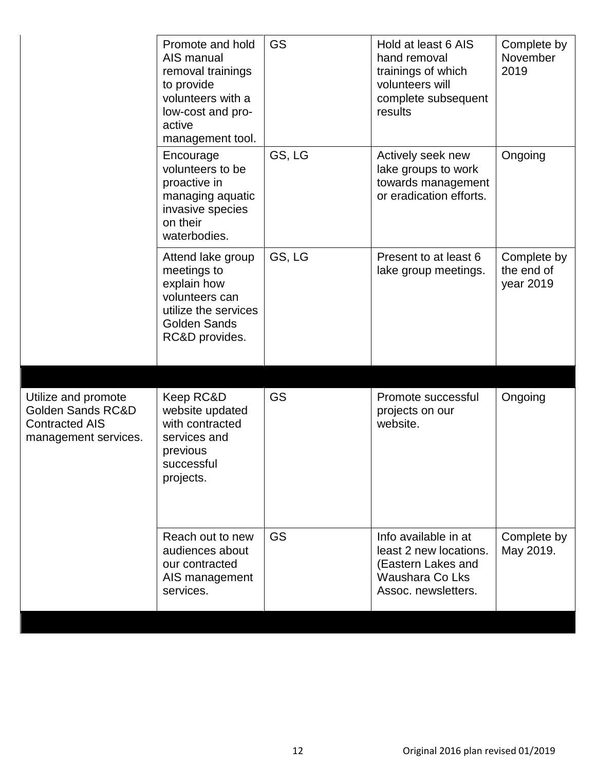| | | | | |
|---|---|---|---|---|
| | Promote and hold AIS manual removal trainings to provide volunteers with a low-cost and pro-active management tool. | GS | Hold at least 6 AIS hand removal trainings of which volunteers will complete subsequent results | Complete by November 2019 |
| | Encourage volunteers to be proactive in managing aquatic invasive species on their waterbodies. | GS, LG | Actively seek new lake groups to work towards management or eradication efforts. | Ongoing |
| | Attend lake group meetings to explain how volunteers can utilize the services Golden Sands RC&D provides. | GS, LG | Present to at least 6 lake group meetings. | Complete by the end of year 2019 |
| | | | | |
| Utilize and promote Golden Sands RC&D Contracted AIS management services. | Keep RC&D website updated with contracted services and previous successful projects. | GS | Promote successful projects on our website. | Ongoing |
| | Reach out to new audiences about our contracted AIS management services. | GS | Info available in at least 2 new locations. (Eastern Lakes and Waushara Co Lks Assoc. newsletters. | Complete by May 2019. |
| | | | | |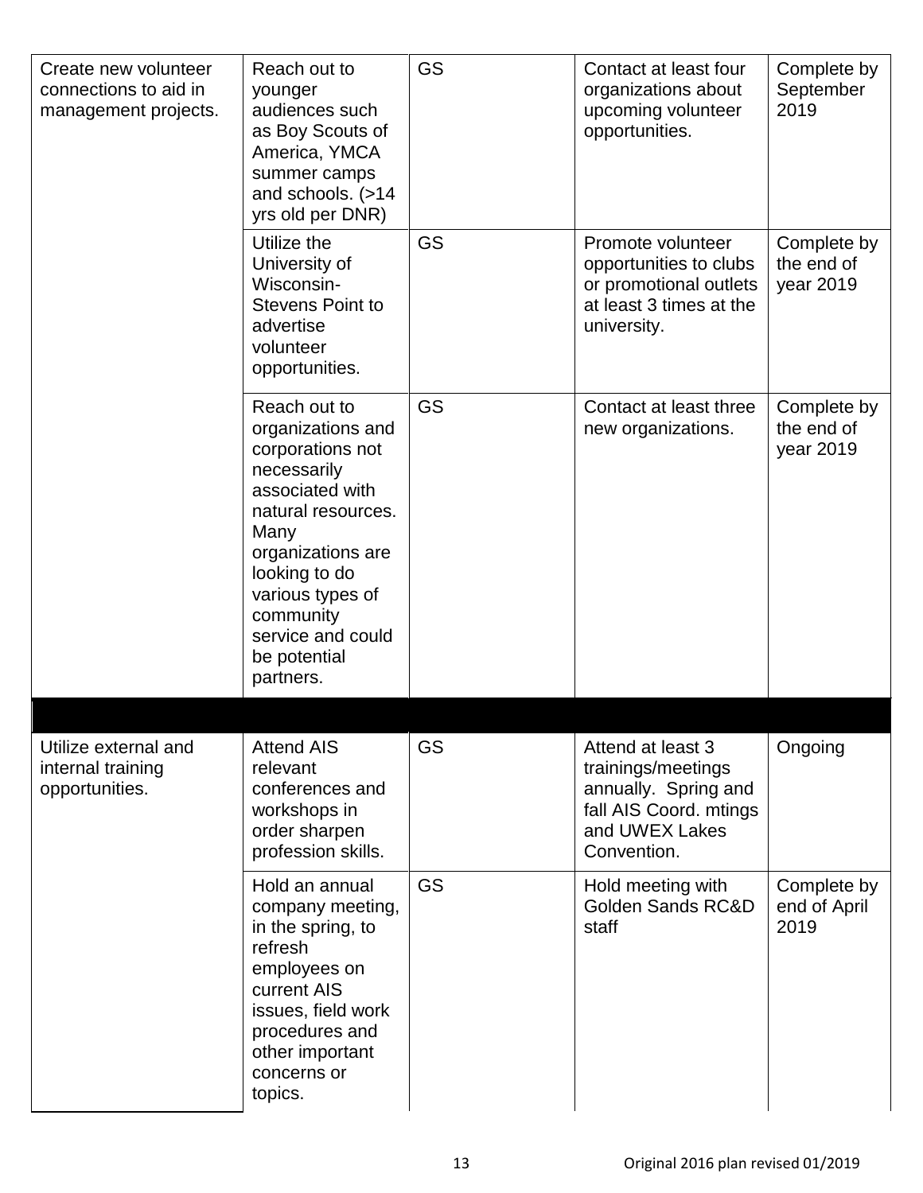| | | | | |
|---|---|---|---|---|
| Create new volunteer connections to aid in management projects. | Reach out to younger audiences such as Boy Scouts of America, YMCA summer camps and schools. (>14 yrs old per DNR) | GS | Contact at least four organizations about upcoming volunteer opportunities. | Complete by September 2019 |
| | Utilize the University of Wisconsin-Stevens Point to advertise volunteer opportunities. | GS | Promote volunteer opportunities to clubs or promotional outlets at least 3 times at the university. | Complete by the end of year 2019 |
| | Reach out to organizations and corporations not necessarily associated with natural resources. Many organizations are looking to do various types of community service and could be potential partners. | GS | Contact at least three new organizations. | Complete by the end of year 2019 |
| | | | | |
| Utilize external and internal training opportunities. | Attend AIS relevant conferences and workshops in order sharpen profession skills. | GS | Attend at least 3 trainings/meetings annually. Spring and fall AIS Coord. mtings and UWEX Lakes Convention. | Ongoing |
| | Hold an annual company meeting, in the spring, to refresh employees on current AIS issues, field work procedures and other important concerns or topics. | GS | Hold meeting with Golden Sands RC&D staff | Complete by end of April 2019 |

Original 2016 plan revised 01/2019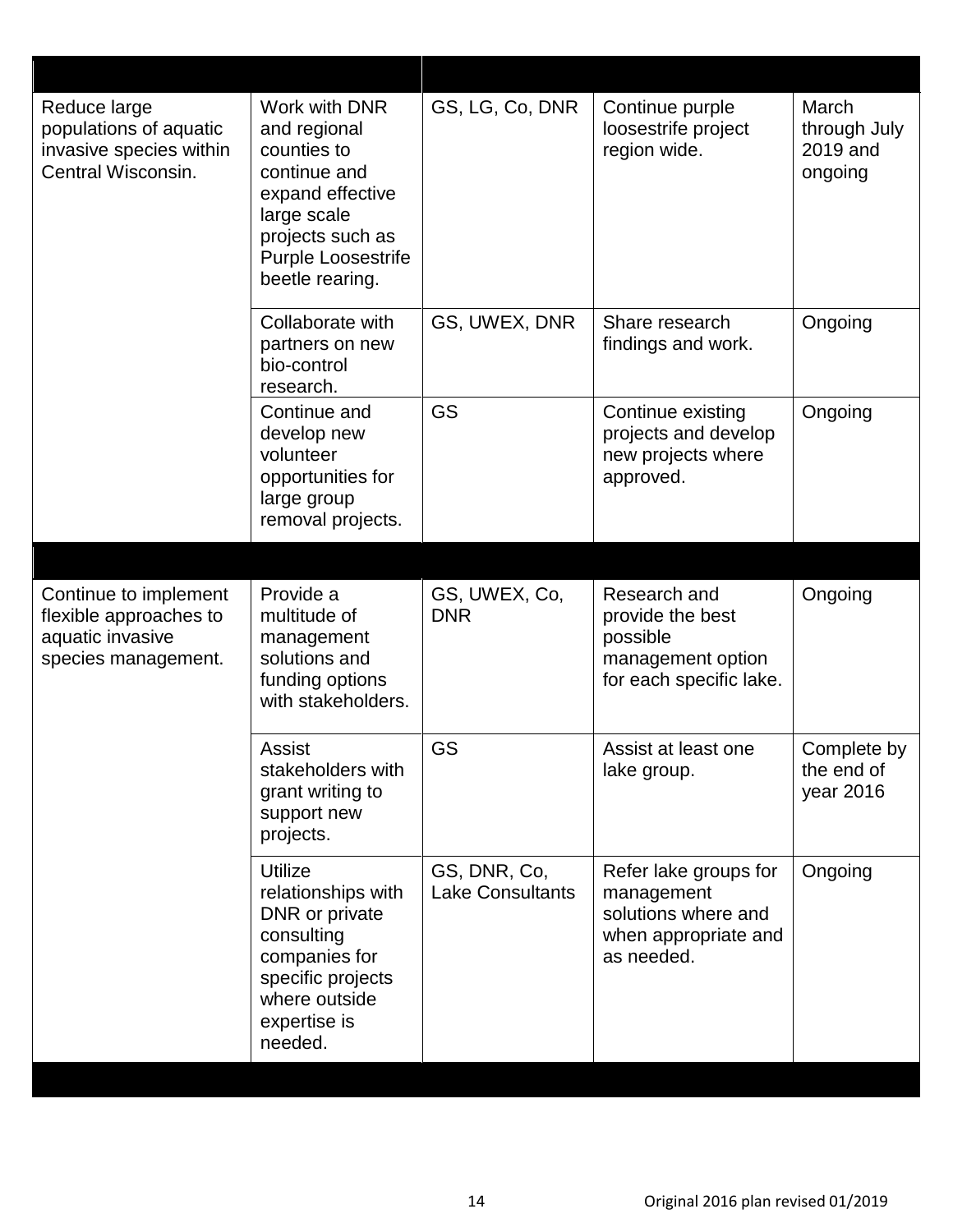| | | | | |
|---|---|---|---|---|
| Reduce large populations of aquatic invasive species within Central Wisconsin. | Work with DNR and regional counties to continue and expand effective large scale projects such as Purple Loosestrife beetle rearing. | GS, LG, Co, DNR | Continue purple loosestrife project region wide. | March through July 2019 and ongoing |
| | Collaborate with partners on new bio-control research. | GS, UWEX, DNR | Share research findings and work. | Ongoing |
| | Continue and develop new volunteer opportunities for large group removal projects. | GS | Continue existing projects and develop new projects where approved. | Ongoing |
| | | | | |
| Continue to implement flexible approaches to aquatic invasive species management. | Provide a multitude of management solutions and funding options with stakeholders. | GS, UWEX, Co, DNR | Research and provide the best possible management option for each specific lake. | Ongoing |
| | Assist stakeholders with grant writing to support new projects. | GS | Assist at least one lake group. | Complete by the end of year 2016 |
| | Utilize relationships with DNR or private consulting companies for specific projects where outside expertise is needed. | GS, DNR, Co, Lake Consultants | Refer lake groups for management solutions where and when appropriate and as needed. | Ongoing |

Original 2016 plan revised 01/2019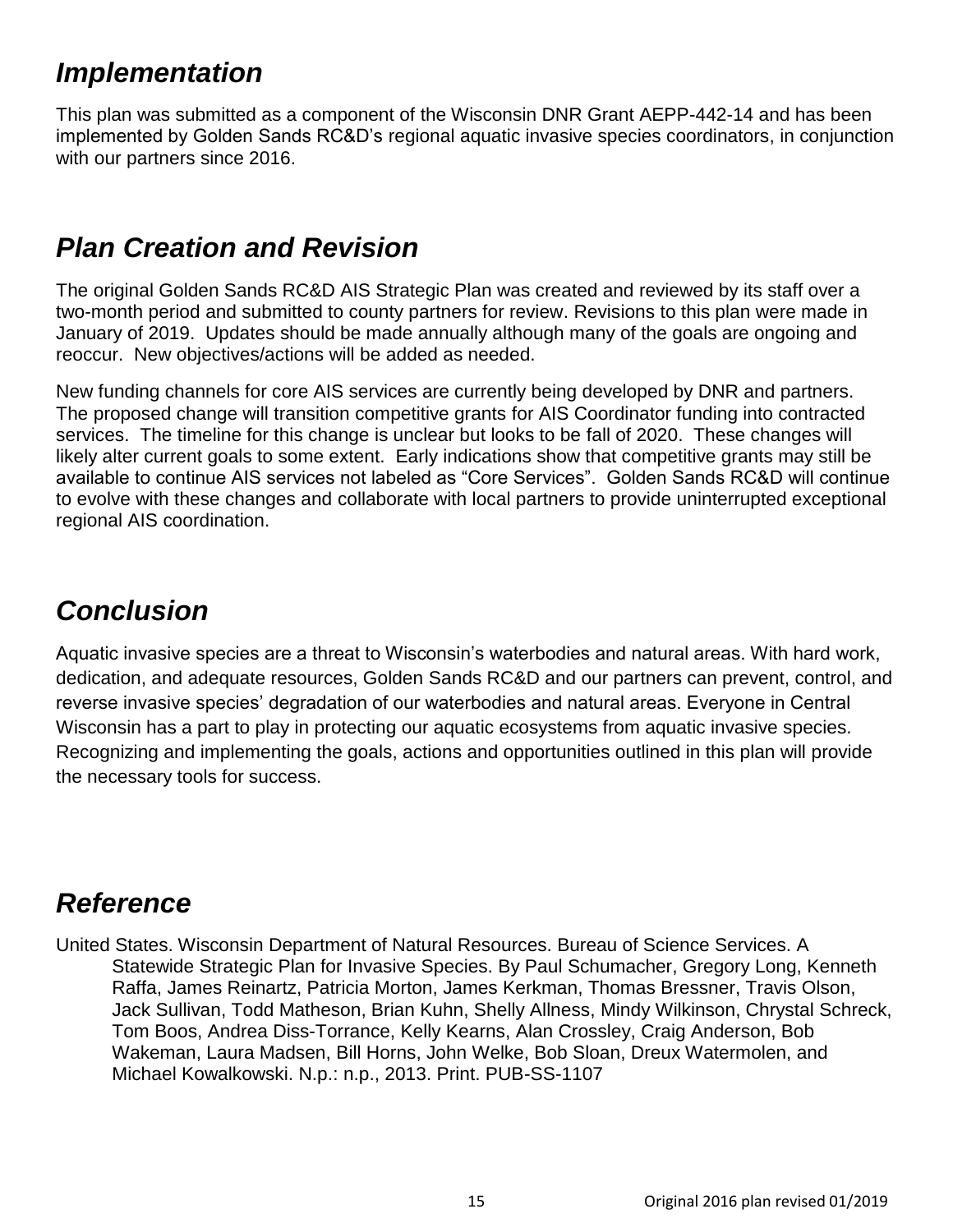## *Implementation*

This plan was submitted as a component of the Wisconsin DNR Grant AEPP-442-14 and has been implemented by Golden Sands RC&D's regional aquatic invasive species coordinators, in conjunction with our partners since 2016.

## *Plan Creation and Revision*

The original Golden Sands RC&D AIS Strategic Plan was created and reviewed by its staff over a two-month period and submitted to county partners for review. Revisions to this plan were made in January of 2019. Updates should be made annually although many of the goals are ongoing and reoccur. New objectives/actions will be added as needed.

New funding channels for core AIS services are currently being developed by DNR and partners. The proposed change will transition competitive grants for AIS Coordinator funding into contracted services. The timeline for this change is unclear but looks to be fall of 2020. These changes will likely alter current goals to some extent. Early indications show that competitive grants may still be available to continue AIS services not labeled as "Core Services". Golden Sands RC&D will continue to evolve with these changes and collaborate with local partners to provide uninterrupted exceptional regional AIS coordination.

## *Conclusion*

Aquatic invasive species are a threat to Wisconsin's waterbodies and natural areas. With hard work, dedication, and adequate resources, Golden Sands RC&D and our partners can prevent, control, and reverse invasive species' degradation of our waterbodies and natural areas. Everyone in Central Wisconsin has a part to play in protecting our aquatic ecosystems from aquatic invasive species. Recognizing and implementing the goals, actions and opportunities outlined in this plan will provide the necessary tools for success.

## *Reference*

United States. Wisconsin Department of Natural Resources. Bureau of Science Services. A Statewide Strategic Plan for Invasive Species. By Paul Schumacher, Gregory Long, Kenneth Raffa, James Reinartz, Patricia Morton, James Kerkman, Thomas Bressner, Travis Olson, Jack Sullivan, Todd Matheson, Brian Kuhn, Shelly Allness, Mindy Wilkinson, Chrystal Schreck, Tom Boos, Andrea Diss-Torrance, Kelly Kearns, Alan Crossley, Craig Anderson, Bob Wakeman, Laura Madsen, Bill Horns, John Welke, Bob Sloan, Dreux Watermolen, and Michael Kowalkowski. N.p.: n.p., 2013. Print. PUB-SS-1107